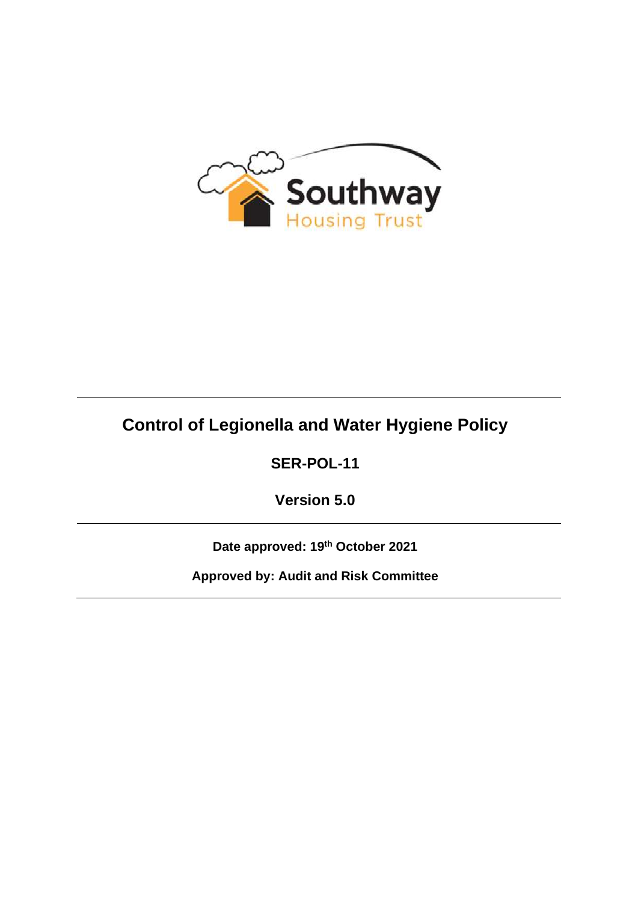Southway Housing Trust

---

# Control of Legionella and Water Hygiene Policy

**SER-POL-11**

**Version 5.0**

---

**Date approved: 19th October 2021**

**Approved by: Audit and Risk Committee**

---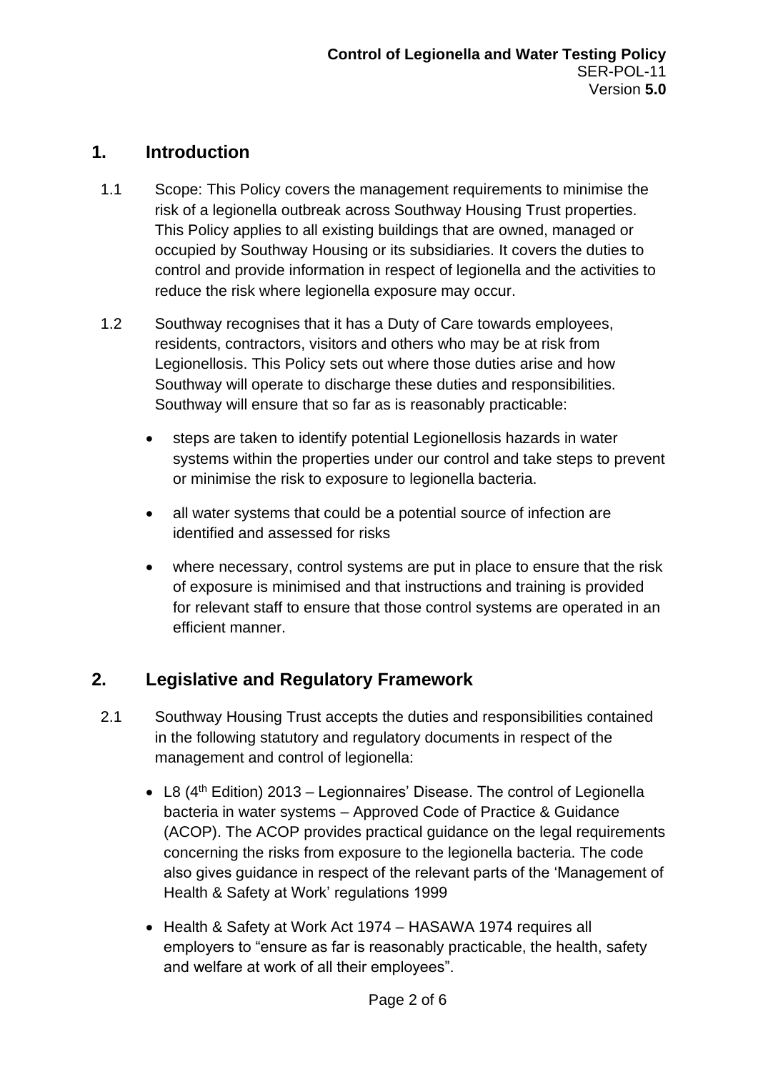## 1. Introduction

1.1 Scope: This Policy covers the management requirements to minimise the risk of a legionella outbreak across Southway Housing Trust properties. This Policy applies to all existing buildings that are owned, managed or occupied by Southway Housing or its subsidiaries. It covers the duties to control and provide information in respect of legionella and the activities to reduce the risk where legionella exposure may occur.

1.2 Southway recognises that it has a Duty of Care towards employees, residents, contractors, visitors and others who may be at risk from Legionellosis. This Policy sets out where those duties arise and how Southway will operate to discharge these duties and responsibilities. Southway will ensure that so far as is reasonably practicable:

- steps are taken to identify potential Legionellosis hazards in water systems within the properties under our control and take steps to prevent or minimise the risk to exposure to legionella bacteria.
- all water systems that could be a potential source of infection are identified and assessed for risks
- where necessary, control systems are put in place to ensure that the risk of exposure is minimised and that instructions and training is provided for relevant staff to ensure that those control systems are operated in an efficient manner.

## 2. Legislative and Regulatory Framework

2.1 Southway Housing Trust accepts the duties and responsibilities contained in the following statutory and regulatory documents in respect of the management and control of legionella:

- L8 (4th Edition) 2013 – Legionnaires' Disease. The control of Legionella bacteria in water systems – Approved Code of Practice & Guidance (ACOP). The ACOP provides practical guidance on the legal requirements concerning the risks from exposure to the legionella bacteria. The code also gives guidance in respect of the relevant parts of the 'Management of Health & Safety at Work' regulations 1999
- Health & Safety at Work Act 1974 – HASAWA 1974 requires all employers to "ensure as far is reasonably practicable, the health, safety and welfare at work of all their employees".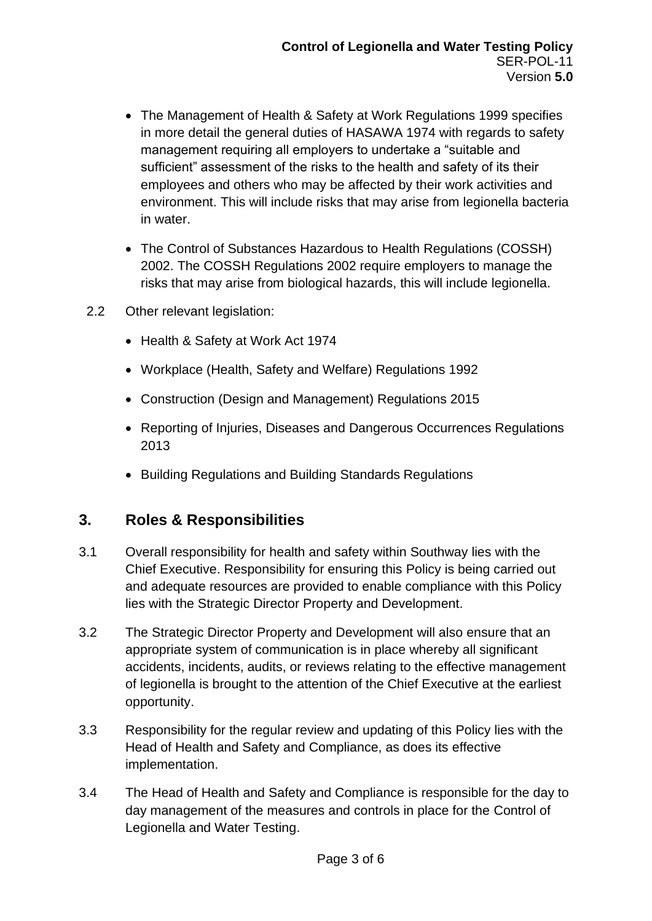- The Management of Health & Safety at Work Regulations 1999 specifies in more detail the general duties of HASAWA 1974 with regards to safety management requiring all employers to undertake a "suitable and sufficient" assessment of the risks to the health and safety of its their employees and others who may be affected by their work activities and environment. This will include risks that may arise from legionella bacteria in water.
- The Control of Substances Hazardous to Health Regulations (COSSH) 2002. The COSSH Regulations 2002 require employers to manage the risks that may arise from biological hazards, this will include legionella.

2.2 Other relevant legislation:

- Health & Safety at Work Act 1974
- Workplace (Health, Safety and Welfare) Regulations 1992
- Construction (Design and Management) Regulations 2015
- Reporting of Injuries, Diseases and Dangerous Occurrences Regulations 2013
- Building Regulations and Building Standards Regulations

## 3. Roles & Responsibilities

3.1 Overall responsibility for health and safety within Southway lies with the Chief Executive. Responsibility for ensuring this Policy is being carried out and adequate resources are provided to enable compliance with this Policy lies with the Strategic Director Property and Development.

3.2 The Strategic Director Property and Development will also ensure that an appropriate system of communication is in place whereby all significant accidents, incidents, audits, or reviews relating to the effective management of legionella is brought to the attention of the Chief Executive at the earliest opportunity.

3.3 Responsibility for the regular review and updating of this Policy lies with the Head of Health and Safety and Compliance, as does its effective implementation.

3.4 The Head of Health and Safety and Compliance is responsible for the day to day management of the measures and controls in place for the Control of Legionella and Water Testing.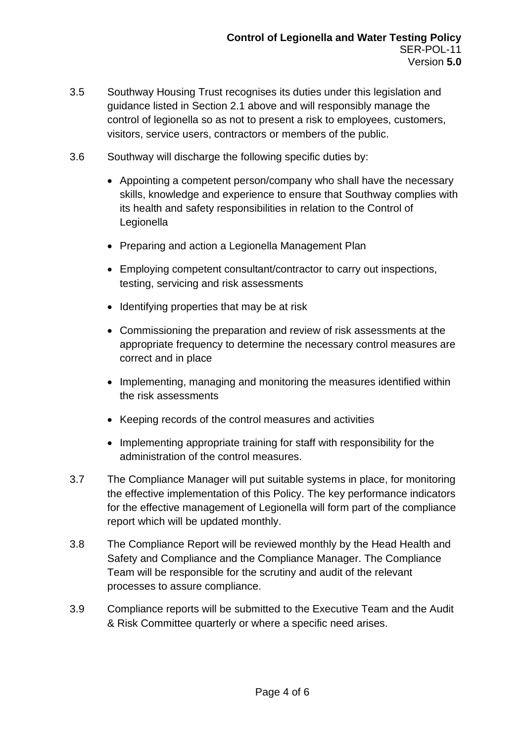3.5 Southway Housing Trust recognises its duties under this legislation and guidance listed in Section 2.1 above and will responsibly manage the control of legionella so as not to present a risk to employees, customers, visitors, service users, contractors or members of the public.

3.6 Southway will discharge the following specific duties by:

- Appointing a competent person/company who shall have the necessary skills, knowledge and experience to ensure that Southway complies with its health and safety responsibilities in relation to the Control of Legionella
- Preparing and action a Legionella Management Plan
- Employing competent consultant/contractor to carry out inspections, testing, servicing and risk assessments
- Identifying properties that may be at risk
- Commissioning the preparation and review of risk assessments at the appropriate frequency to determine the necessary control measures are correct and in place
- Implementing, managing and monitoring the measures identified within the risk assessments
- Keeping records of the control measures and activities
- Implementing appropriate training for staff with responsibility for the administration of the control measures.

3.7 The Compliance Manager will put suitable systems in place, for monitoring the effective implementation of this Policy. The key performance indicators for the effective management of Legionella will form part of the compliance report which will be updated monthly.

3.8 The Compliance Report will be reviewed monthly by the Head Health and Safety and Compliance and the Compliance Manager. The Compliance Team will be responsible for the scrutiny and audit of the relevant processes to assure compliance.

3.9 Compliance reports will be submitted to the Executive Team and the Audit & Risk Committee quarterly or where a specific need arises.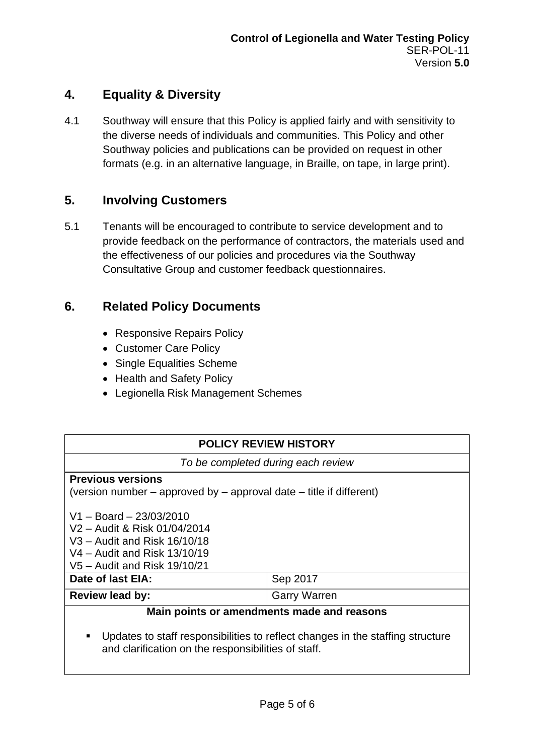## 4. Equality & Diversity

4.1 Southway will ensure that this Policy is applied fairly and with sensitivity to the diverse needs of individuals and communities. This Policy and other Southway policies and publications can be provided on request in other formats (e.g. in an alternative language, in Braille, on tape, in large print).

## 5. Involving Customers

5.1 Tenants will be encouraged to contribute to service development and to provide feedback on the performance of contractors, the materials used and the effectiveness of our policies and procedures via the Southway Consultative Group and customer feedback questionnaires.

## 6. Related Policy Documents

- Responsive Repairs Policy
- Customer Care Policy
- Single Equalities Scheme
- Health and Safety Policy
- Legionella Risk Management Schemes

| **POLICY REVIEW HISTORY** | |
|---|---|
| *To be completed during each review* | |
| **Previous versions**<br>(version number – approved by – approval date – title if different)<br><br>V1 – Board – 23/03/2010<br>V2 – Audit & Risk 01/04/2014<br>V3 – Audit and Risk 16/10/18<br>V4 – Audit and Risk 13/10/19<br>V5 – Audit and Risk 19/10/21 | |
| **Date of last EIA:** | Sep 2017 |
| **Review lead by:** | Garry Warren |
| **Main points or amendments made and reasons**<br><br>▪ Updates to staff responsibilities to reflect changes in the staffing structure and clarification on the responsibilities of staff. | |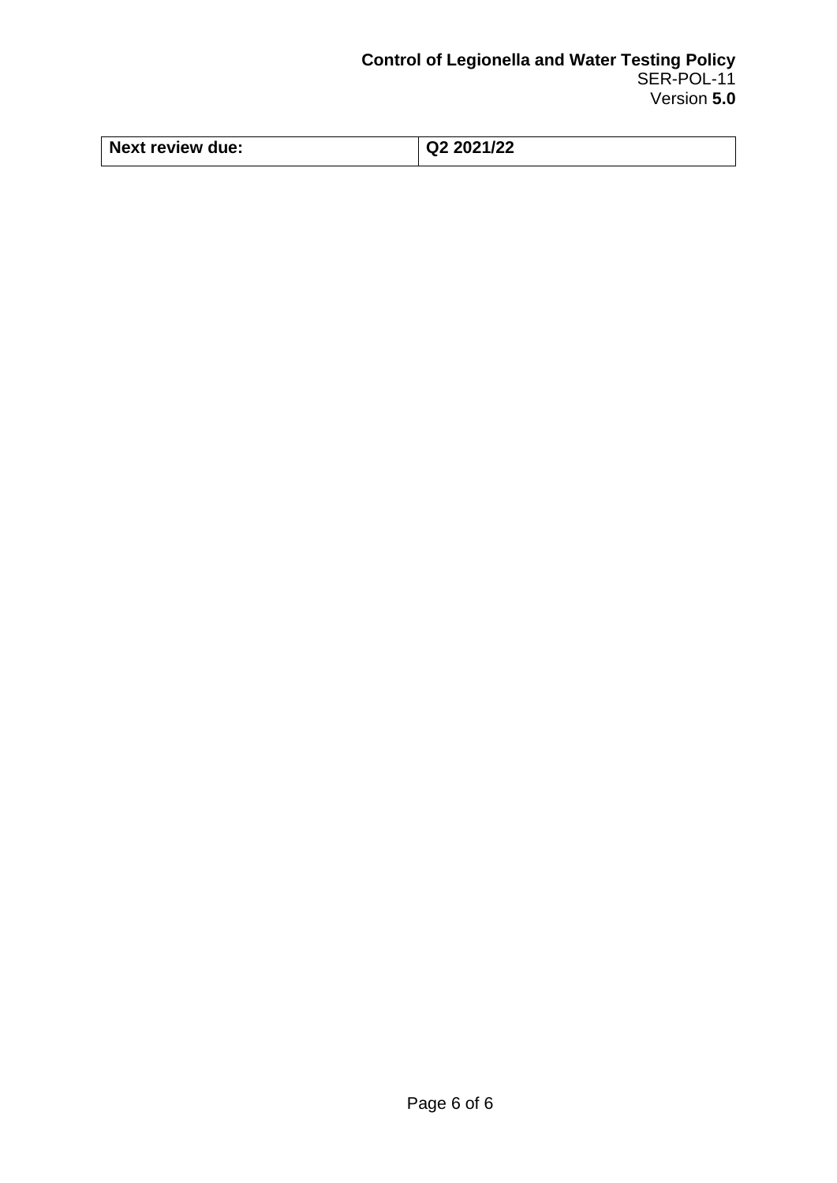| | |
|---|---|
| **Next review due:** | **Q2 2021/22** |